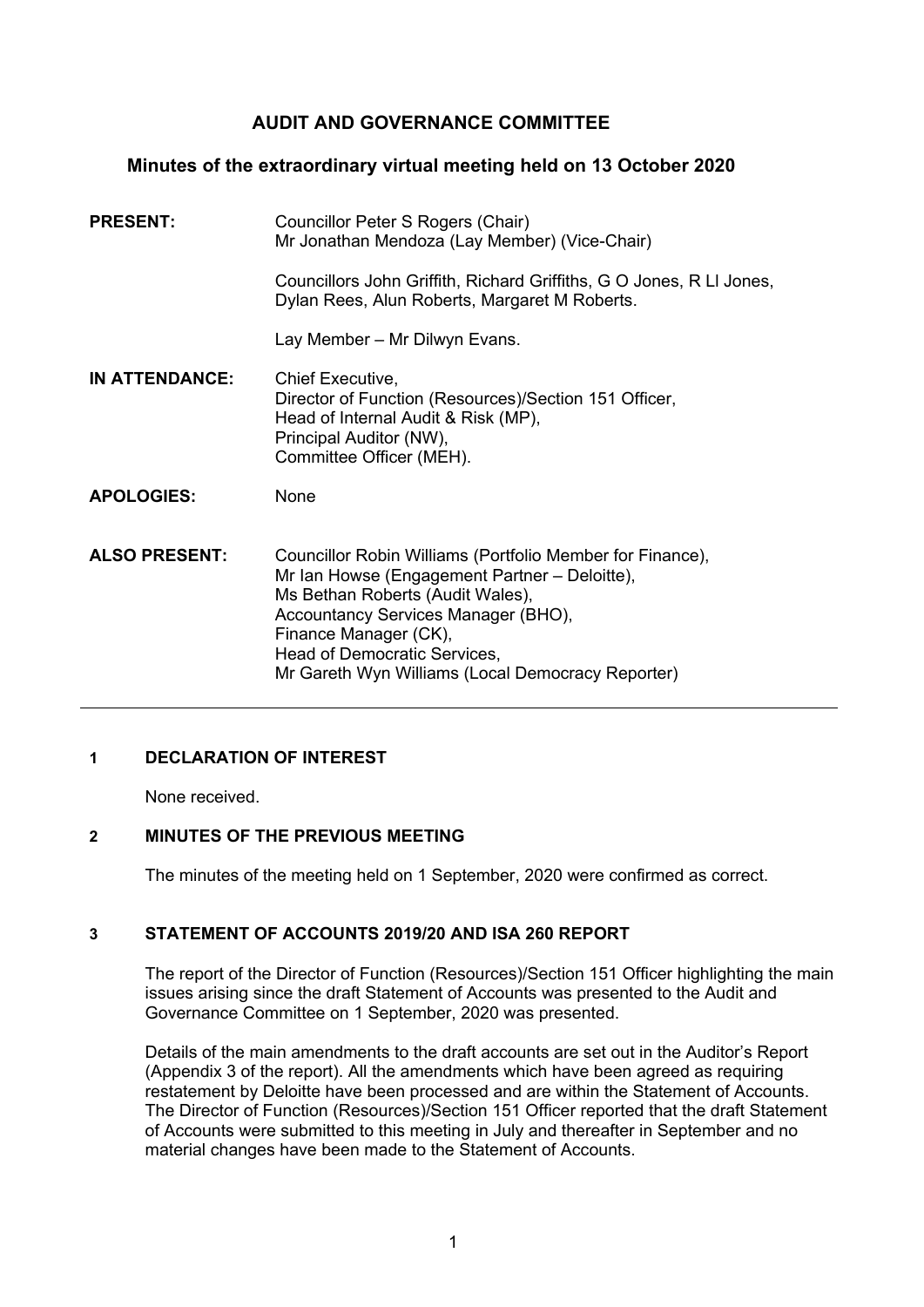# AUDIT AND GOVERNANCE COMMITTEE

## Minutes of the extraordinary virtual meeting held on 13 October 2020

| | |
|---|---|
| **PRESENT:** | Councillor Peter S Rogers (Chair)<br>Mr Jonathan Mendoza (Lay Member) (Vice-Chair)<br><br>Councillors John Griffith, Richard Griffiths, G O Jones, R Ll Jones, Dylan Rees, Alun Roberts, Margaret M Roberts.<br><br>Lay Member – Mr Dilwyn Evans. |
| **IN ATTENDANCE:** | Chief Executive,<br>Director of Function (Resources)/Section 151 Officer,<br>Head of Internal Audit & Risk (MP),<br>Principal Auditor (NW),<br>Committee Officer (MEH). |
| **APOLOGIES:** | None |
| **ALSO PRESENT:** | Councillor Robin Williams (Portfolio Member for Finance),<br>Mr Ian Howse (Engagement Partner – Deloitte),<br>Ms Bethan Roberts (Audit Wales),<br>Accountancy Services Manager (BHO),<br>Finance Manager (CK),<br>Head of Democratic Services,<br>Mr Gareth Wyn Williams (Local Democracy Reporter) |

---

### 1 DECLARATION OF INTEREST

None received.

### 2 MINUTES OF THE PREVIOUS MEETING

The minutes of the meeting held on 1 September, 2020 were confirmed as correct.

### 3 STATEMENT OF ACCOUNTS 2019/20 AND ISA 260 REPORT

The report of the Director of Function (Resources)/Section 151 Officer highlighting the main issues arising since the draft Statement of Accounts was presented to the Audit and Governance Committee on 1 September, 2020 was presented.

Details of the main amendments to the draft accounts are set out in the Auditor's Report (Appendix 3 of the report). All the amendments which have been agreed as requiring restatement by Deloitte have been processed and are within the Statement of Accounts. The Director of Function (Resources)/Section 151 Officer reported that the draft Statement of Accounts were submitted to this meeting in July and thereafter in September and no material changes have been made to the Statement of Accounts.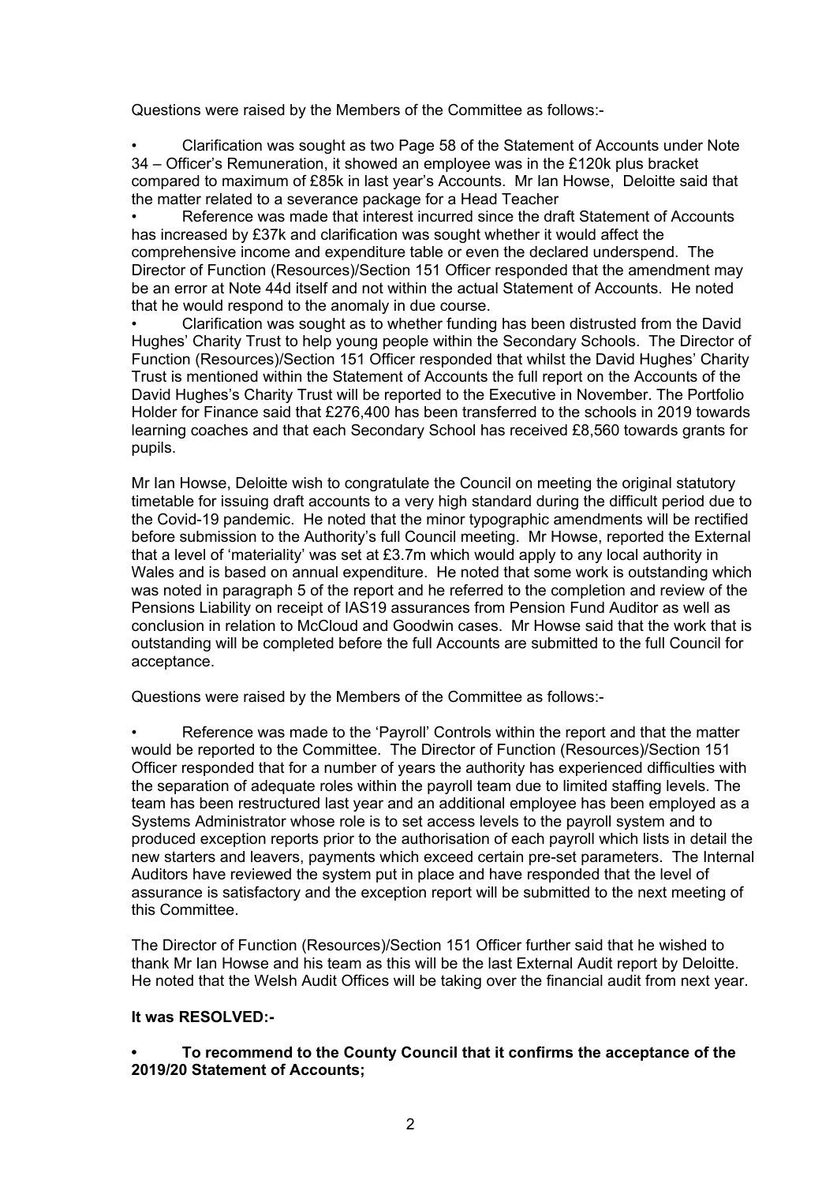Questions were raised by the Members of the Committee as follows:-

- Clarification was sought as two Page 58 of the Statement of Accounts under Note 34 – Officer's Remuneration, it showed an employee was in the £120k plus bracket compared to maximum of £85k in last year's Accounts. Mr Ian Howse, Deloitte said that the matter related to a severance package for a Head Teacher
- Reference was made that interest incurred since the draft Statement of Accounts has increased by £37k and clarification was sought whether it would affect the comprehensive income and expenditure table or even the declared underspend. The Director of Function (Resources)/Section 151 Officer responded that the amendment may be an error at Note 44d itself and not within the actual Statement of Accounts. He noted that he would respond to the anomaly in due course.
- Clarification was sought as to whether funding has been distrusted from the David Hughes' Charity Trust to help young people within the Secondary Schools. The Director of Function (Resources)/Section 151 Officer responded that whilst the David Hughes' Charity Trust is mentioned within the Statement of Accounts the full report on the Accounts of the David Hughes's Charity Trust will be reported to the Executive in November. The Portfolio Holder for Finance said that £276,400 has been transferred to the schools in 2019 towards learning coaches and that each Secondary School has received £8,560 towards grants for pupils.

Mr Ian Howse, Deloitte wish to congratulate the Council on meeting the original statutory timetable for issuing draft accounts to a very high standard during the difficult period due to the Covid-19 pandemic. He noted that the minor typographic amendments will be rectified before submission to the Authority's full Council meeting. Mr Howse, reported the External that a level of 'materiality' was set at £3.7m which would apply to any local authority in Wales and is based on annual expenditure. He noted that some work is outstanding which was noted in paragraph 5 of the report and he referred to the completion and review of the Pensions Liability on receipt of IAS19 assurances from Pension Fund Auditor as well as conclusion in relation to McCloud and Goodwin cases. Mr Howse said that the work that is outstanding will be completed before the full Accounts are submitted to the full Council for acceptance.

Questions were raised by the Members of the Committee as follows:-

- Reference was made to the 'Payroll' Controls within the report and that the matter would be reported to the Committee. The Director of Function (Resources)/Section 151 Officer responded that for a number of years the authority has experienced difficulties with the separation of adequate roles within the payroll team due to limited staffing levels. The team has been restructured last year and an additional employee has been employed as a Systems Administrator whose role is to set access levels to the payroll system and to produced exception reports prior to the authorisation of each payroll which lists in detail the new starters and leavers, payments which exceed certain pre-set parameters. The Internal Auditors have reviewed the system put in place and have responded that the level of assurance is satisfactory and the exception report will be submitted to the next meeting of this Committee.

The Director of Function (Resources)/Section 151 Officer further said that he wished to thank Mr Ian Howse and his team as this will be the last External Audit report by Deloitte. He noted that the Welsh Audit Offices will be taking over the financial audit from next year.

**It was RESOLVED:-**

- **To recommend to the County Council that it confirms the acceptance of the 2019/20 Statement of Accounts;**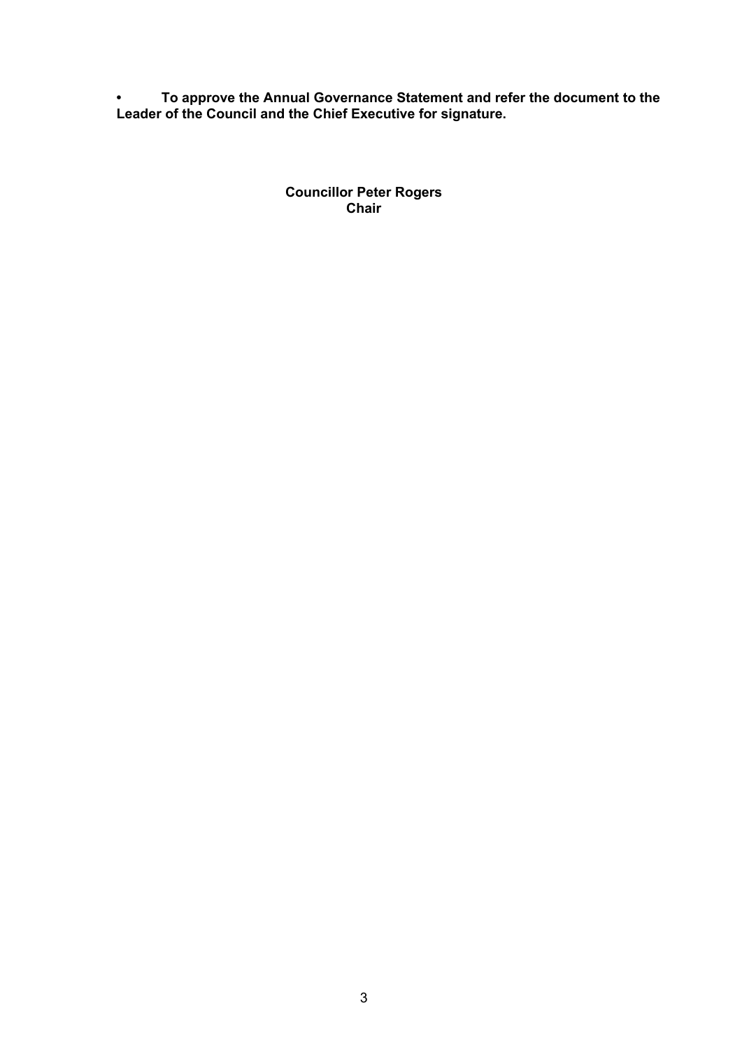- **To approve the Annual Governance Statement and refer the document to the Leader of the Council and the Chief Executive for signature.**

**Councillor Peter Rogers**
**Chair**